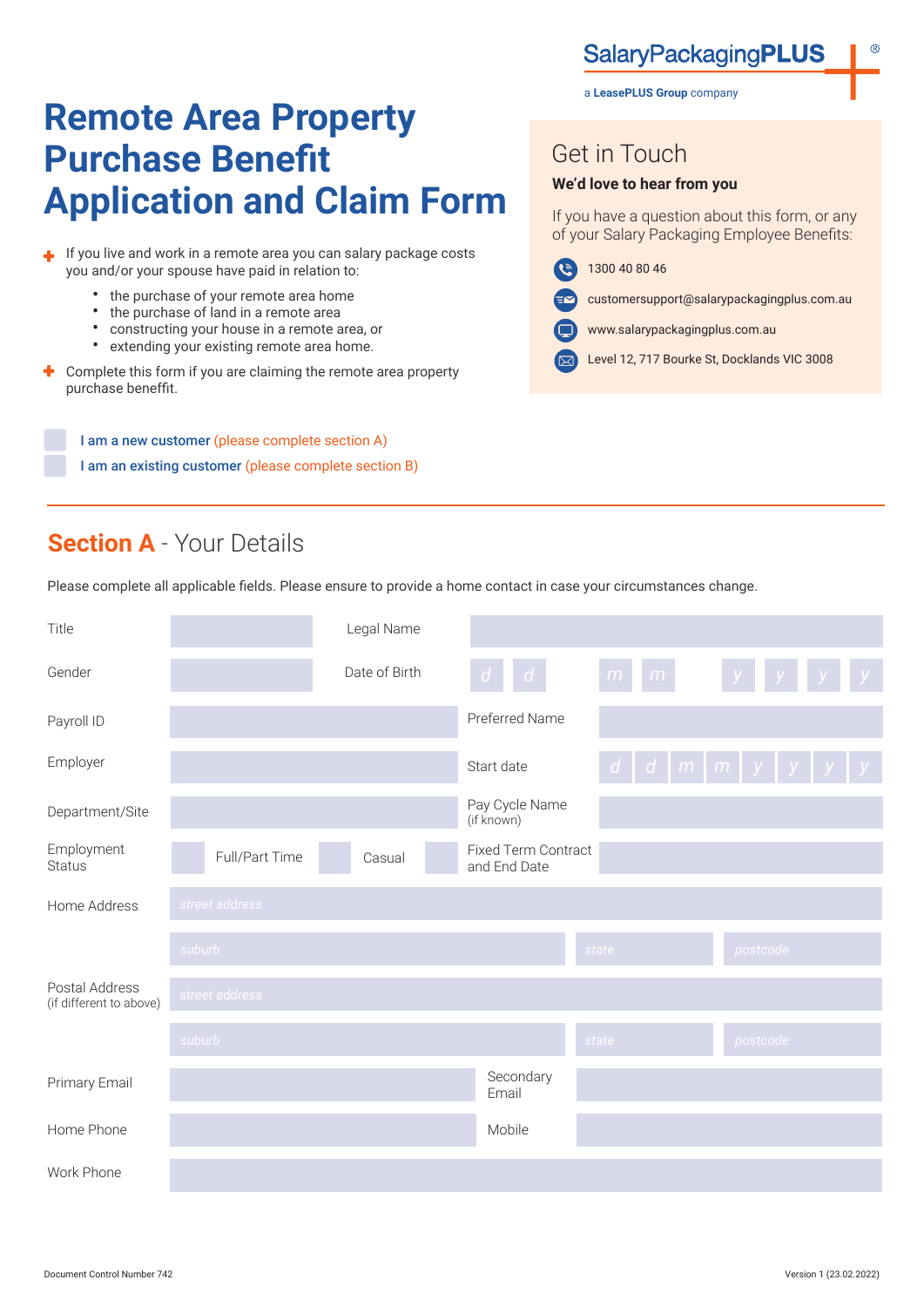SalaryPackagingPLUS®

a LeasePLUS Group company

# Remote Area Property Purchase Benefit Application and Claim Form

- If you live and work in a remote area you can salary package costs you and/or your spouse have paid in relation to:
  - the purchase of your remote area home
  - the purchase of land in a remote area
  - constructing your house in a remote area, or
  - extending your existing remote area home.
- Complete this form if you are claiming the remote area property purchase beneffit.

## Get in Touch

**We'd love to hear from you**

If you have a question about this form, or any of your Salary Packaging Employee Benefits:

- 1300 40 80 46
- customersupport@salarypackagingplus.com.au
- www.salarypackagingplus.com.au
- Level 12, 717 Bourke St, Docklands VIC 3008

☐ **I am a new customer** (please complete section A)

☐ **I am an existing customer** (please complete section B)

---

## Section A - Your Details

Please complete all applicable fields. Please ensure to provide a home contact in case your circumstances change.

| | | | |
|---|---|---|---|
| Title | | Legal Name | |
| Gender | | Date of Birth | d d / m m / y y y y |
| Payroll ID | | Preferred Name | |
| Employer | | Start date | d d / m m / y y y y |
| Department/Site | | Pay Cycle Name (if known) | |
| Employment Status | ☐ Full/Part Time ☐ Casual ☐ | Fixed Term Contract and End Date | |
| Home Address | street address | | |
| | suburb | state | postcode |
| Postal Address (if different to above) | street address | | |
| | suburb | state | postcode |
| Primary Email | | Secondary Email | |
| Home Phone | | Mobile | |
| Work Phone | | | |

Document Control Number 742

Version 1 (23.02.2022)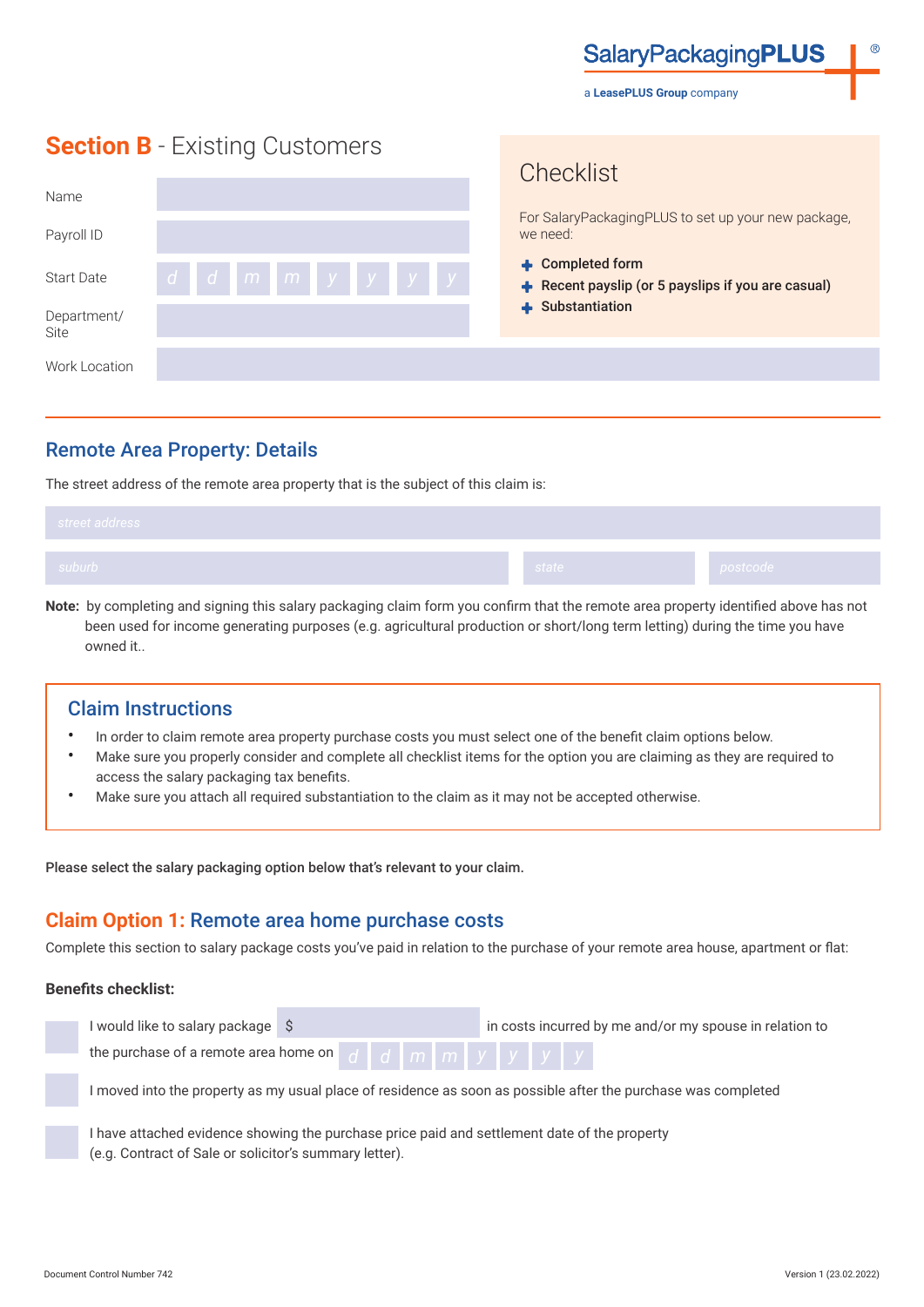SalaryPackagingPLUS®
a LeasePLUS Group company

## Section B - Existing Customers

| | |
|---|---|
| Name | |
| Payroll ID | |
| Start Date | d d m m y y y y |
| Department/ Site | |
| Work Location | |

### Checklist

For SalaryPackagingPLUS to set up your new package, we need:

- **Completed form**
- **Recent payslip (or 5 payslips if you are casual)**
- **Substantiation**

## Remote Area Property: Details

The street address of the remote area property that is the subject of this claim is:

street address

suburb | state | postcode

**Note:** by completing and signing this salary packaging claim form you confirm that the remote area property identified above has not been used for income generating purposes (e.g. agricultural production or short/long term letting) during the time you have owned it..

### Claim Instructions

- In order to claim remote area property purchase costs you must select one of the benefit claim options below.
- Make sure you properly consider and complete all checklist items for the option you are claiming as they are required to access the salary packaging tax benefits.
- Make sure you attach all required substantiation to the claim as it may not be accepted otherwise.

**Please select the salary packaging option below that's relevant to your claim.**

## Claim Option 1: Remote area home purchase costs

Complete this section to salary package costs you've paid in relation to the purchase of your remote area house, apartment or flat:

**Benefits checklist:**

- [ ] I would like to salary package $ ______ in costs incurred by me and/or my spouse in relation to the purchase of a remote area home on d d m m y y y y
- [ ] I moved into the property as my usual place of residence as soon as possible after the purchase was completed
- [ ] I have attached evidence showing the purchase price paid and settlement date of the property (e.g. Contract of Sale or solicitor's summary letter).

Document Control Number 742 Version 1 (23.02.2022)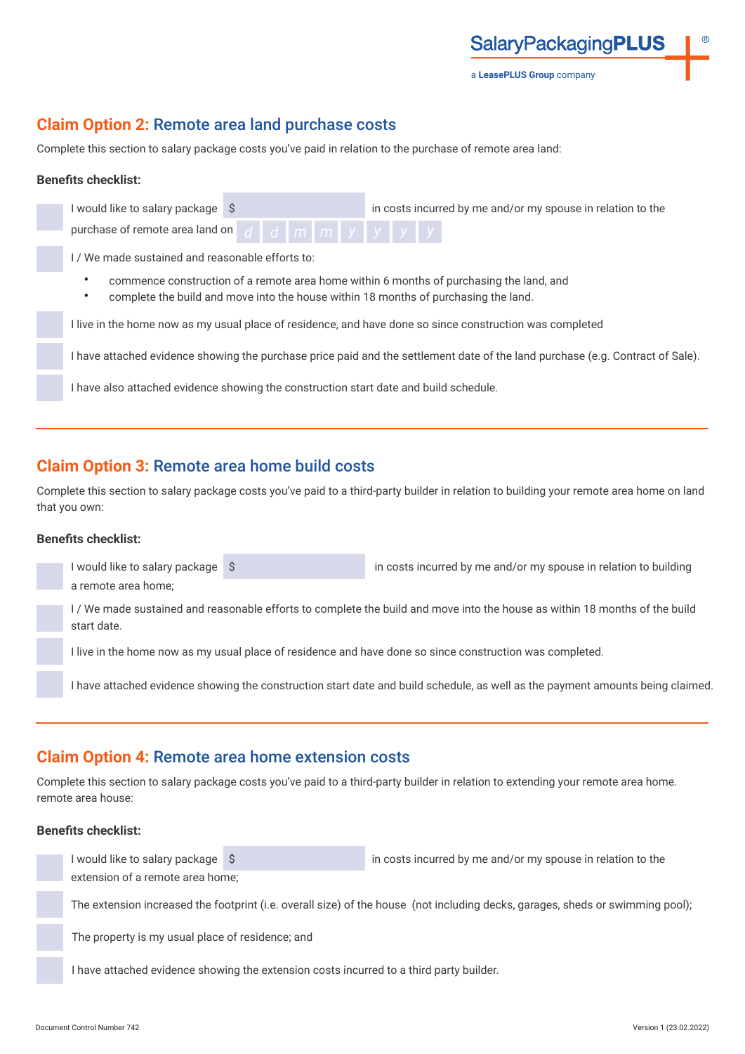## Claim Option 2: Remote area land purchase costs

Complete this section to salary package costs you've paid in relation to the purchase of remote area land:

**Benefits checklist:**

- [ ] I would like to salary package $ ______ in costs incurred by me and/or my spouse in relation to the purchase of remote area land on d d m m y y y y
- [ ] I / We made sustained and reasonable efforts to:
    - commence construction of a remote area home within 6 months of purchasing the land, and
    - complete the build and move into the house within 18 months of purchasing the land.
- [ ] I live in the home now as my usual place of residence, and have done so since construction was completed
- [ ] I have attached evidence showing the purchase price paid and the settlement date of the land purchase (e.g. Contract of Sale).
- [ ] I have also attached evidence showing the construction start date and build schedule.

---

## Claim Option 3: Remote area home build costs

Complete this section to salary package costs you've paid to a third-party builder in relation to building your remote area home on land that you own:

**Benefits checklist:**

- [ ] I would like to salary package $ ______ in costs incurred by me and/or my spouse in relation to building a remote area home;
- [ ] I / We made sustained and reasonable efforts to complete the build and move into the house as within 18 months of the build start date.
- [ ] I live in the home now as my usual place of residence and have done so since construction was completed.
- [ ] I have attached evidence showing the construction start date and build schedule, as well as the payment amounts being claimed.

---

## Claim Option 4: Remote area home extension costs

Complete this section to salary package costs you've paid to a third-party builder in relation to extending your remote area home. remote area house:

**Benefits checklist:**

- [ ] I would like to salary package $ ______ in costs incurred by me and/or my spouse in relation to the extension of a remote area home;
- [ ] The extension increased the footprint (i.e. overall size) of the house (not including decks, garages, sheds or swimming pool);
- [ ] The property is my usual place of residence; and
- [ ] I have attached evidence showing the extension costs incurred to a third party builder.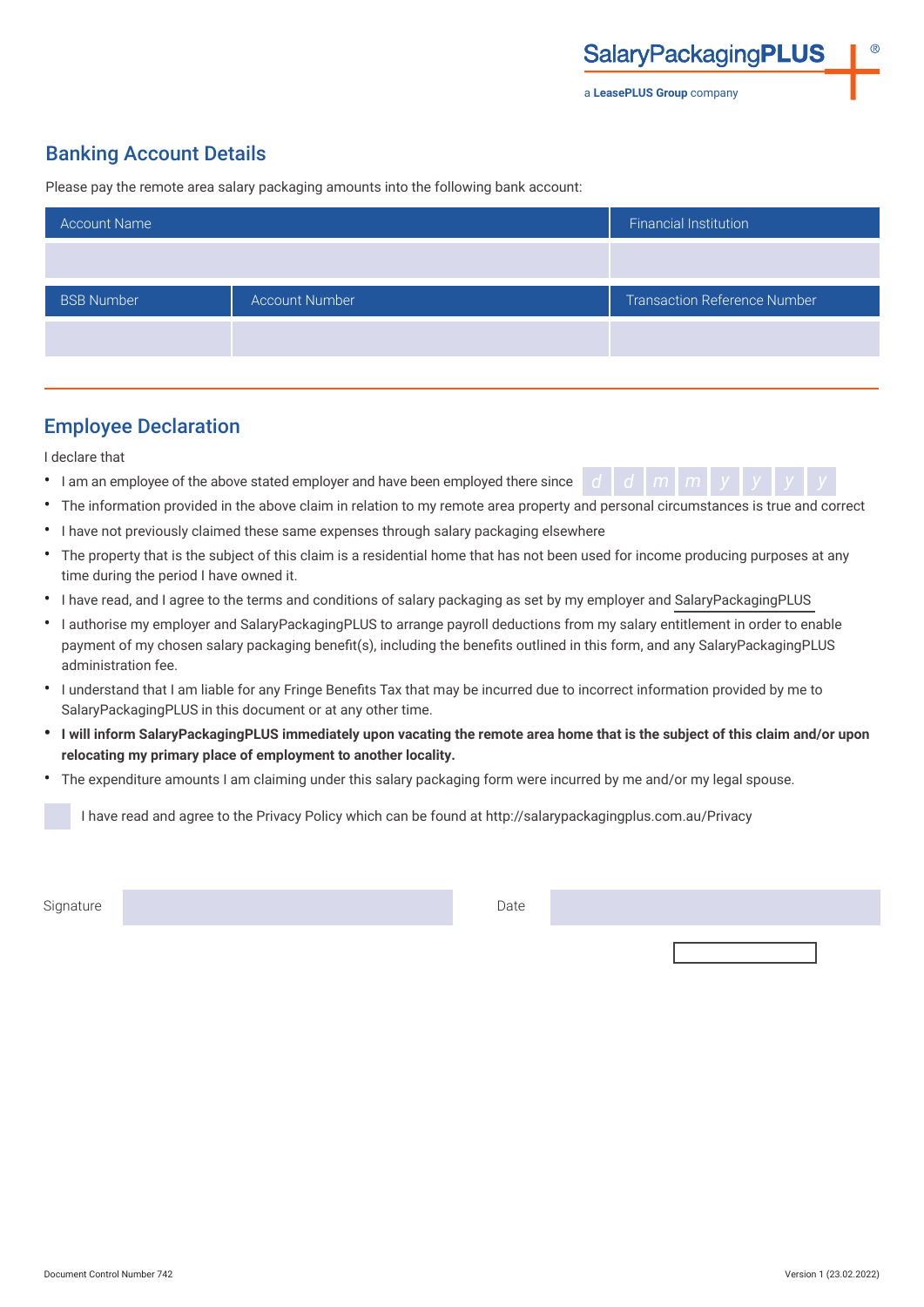## Banking Account Details

Please pay the remote area salary packaging amounts into the following bank account:

| Account Name | | Financial Institution |
|---|---|---|
| | | |
| **BSB Number** | **Account Number** | **Transaction Reference Number** |
| | | |

## Employee Declaration

I declare that

- I am an employee of the above stated employer and have been employed there since d d m m y y y y
- The information provided in the above claim in relation to my remote area property and personal circumstances is true and correct
- I have not previously claimed these same expenses through salary packaging elsewhere
- The property that is the subject of this claim is a residential home that has not been used for income producing purposes at any time during the period I have owned it.
- I have read, and I agree to the terms and conditions of salary packaging as set by my employer and SalaryPackagingPLUS
- I authorise my employer and SalaryPackagingPLUS to arrange payroll deductions from my salary entitlement in order to enable payment of my chosen salary packaging benefit(s), including the benefits outlined in this form, and any SalaryPackagingPLUS administration fee.
- I understand that I am liable for any Fringe Benefits Tax that may be incurred due to incorrect information provided by me to SalaryPackagingPLUS in this document or at any other time.
- **I will inform SalaryPackagingPLUS immediately upon vacating the remote area home that is the subject of this claim and/or upon relocating my primary place of employment to another locality.**
- The expenditure amounts I am claiming under this salary packaging form were incurred by me and/or my legal spouse.

☐ I have read and agree to the Privacy Policy which can be found at http://salarypackagingplus.com.au/Privacy

Signature ____________________ Date ____________________

Document Control Number 742

Version 1 (23.02.2022)